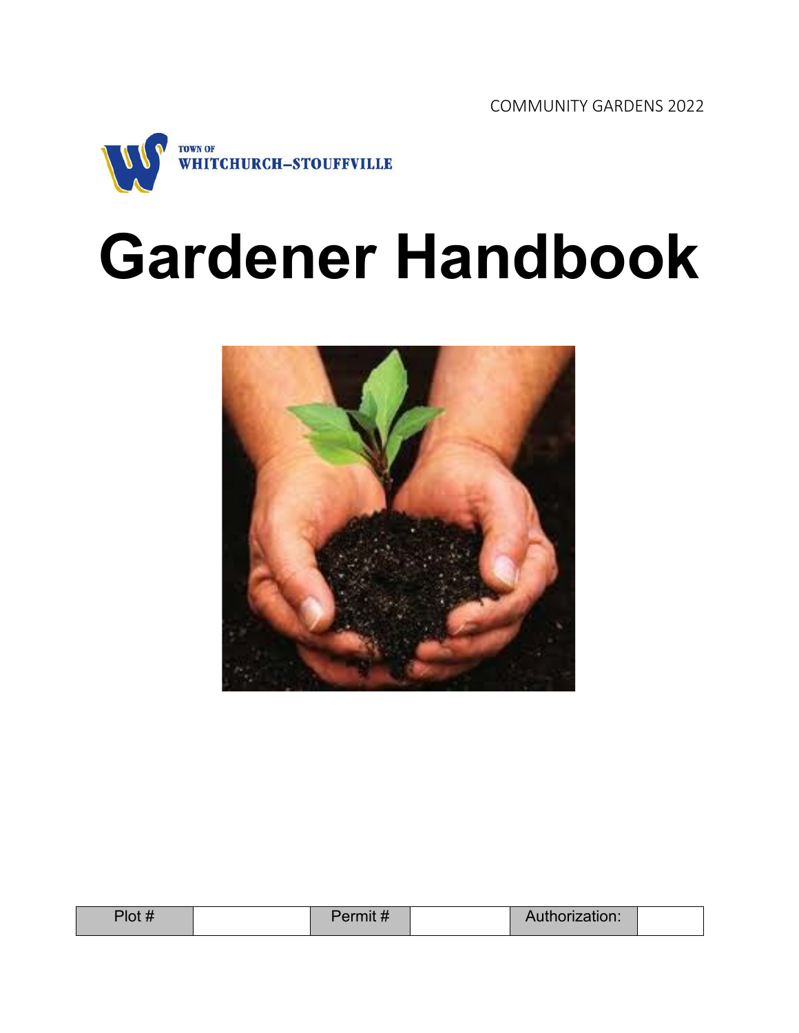COMMUNITY GARDENS 2022

TOWN OF
WHITCHURCH–STOUFFVILLE

# Gardener Handbook

| Plot # | | Permit # | | Authorization: | |
|---|---|---|---|---|---|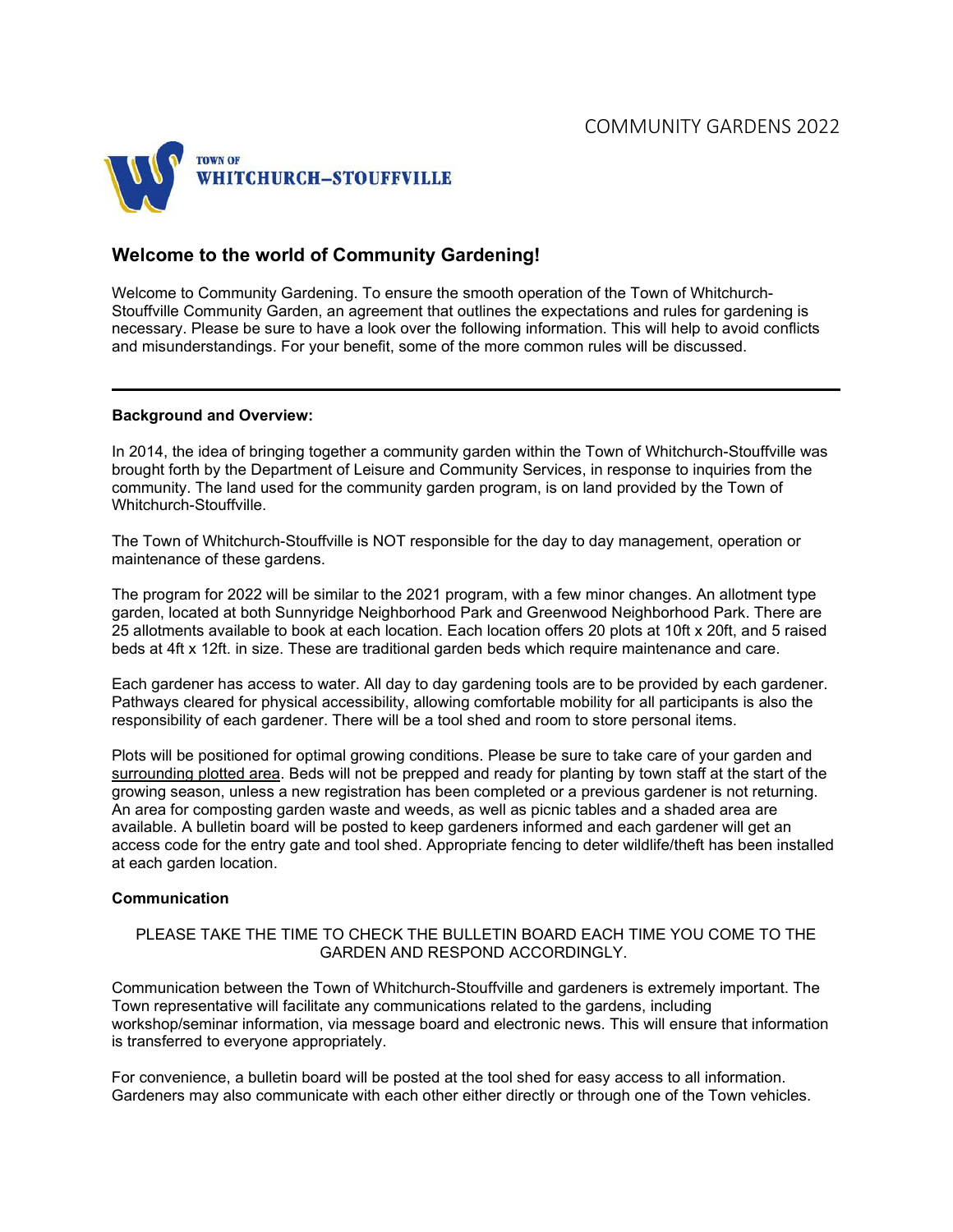COMMUNITY GARDENS 2022

TOWN OF WHITCHURCH–STOUFFVILLE

## Welcome to the world of Community Gardening!

Welcome to Community Gardening. To ensure the smooth operation of the Town of Whitchurch-Stouffville Community Garden, an agreement that outlines the expectations and rules for gardening is necessary. Please be sure to have a look over the following information. This will help to avoid conflicts and misunderstandings. For your benefit, some of the more common rules will be discussed.

---

**Background and Overview:**

In 2014, the idea of bringing together a community garden within the Town of Whitchurch-Stouffville was brought forth by the Department of Leisure and Community Services, in response to inquiries from the community. The land used for the community garden program, is on land provided by the Town of Whitchurch-Stouffville.

The Town of Whitchurch-Stouffville is NOT responsible for the day to day management, operation or maintenance of these gardens.

The program for 2022 will be similar to the 2021 program, with a few minor changes. An allotment type garden, located at both Sunnyridge Neighborhood Park and Greenwood Neighborhood Park. There are 25 allotments available to book at each location. Each location offers 20 plots at 10ft x 20ft, and 5 raised beds at 4ft x 12ft. in size. These are traditional garden beds which require maintenance and care.

Each gardener has access to water. All day to day gardening tools are to be provided by each gardener. Pathways cleared for physical accessibility, allowing comfortable mobility for all participants is also the responsibility of each gardener. There will be a tool shed and room to store personal items.

Plots will be positioned for optimal growing conditions. Please be sure to take care of your garden and surrounding plotted area. Beds will not be prepped and ready for planting by town staff at the start of the growing season, unless a new registration has been completed or a previous gardener is not returning. An area for composting garden waste and weeds, as well as picnic tables and a shaded area are available. A bulletin board will be posted to keep gardeners informed and each gardener will get an access code for the entry gate and tool shed. Appropriate fencing to deter wildlife/theft has been installed at each garden location.

**Communication**

PLEASE TAKE THE TIME TO CHECK THE BULLETIN BOARD EACH TIME YOU COME TO THE GARDEN AND RESPOND ACCORDINGLY.

Communication between the Town of Whitchurch-Stouffville and gardeners is extremely important. The Town representative will facilitate any communications related to the gardens, including workshop/seminar information, via message board and electronic news. This will ensure that information is transferred to everyone appropriately.

For convenience, a bulletin board will be posted at the tool shed for easy access to all information. Gardeners may also communicate with each other either directly or through one of the Town vehicles.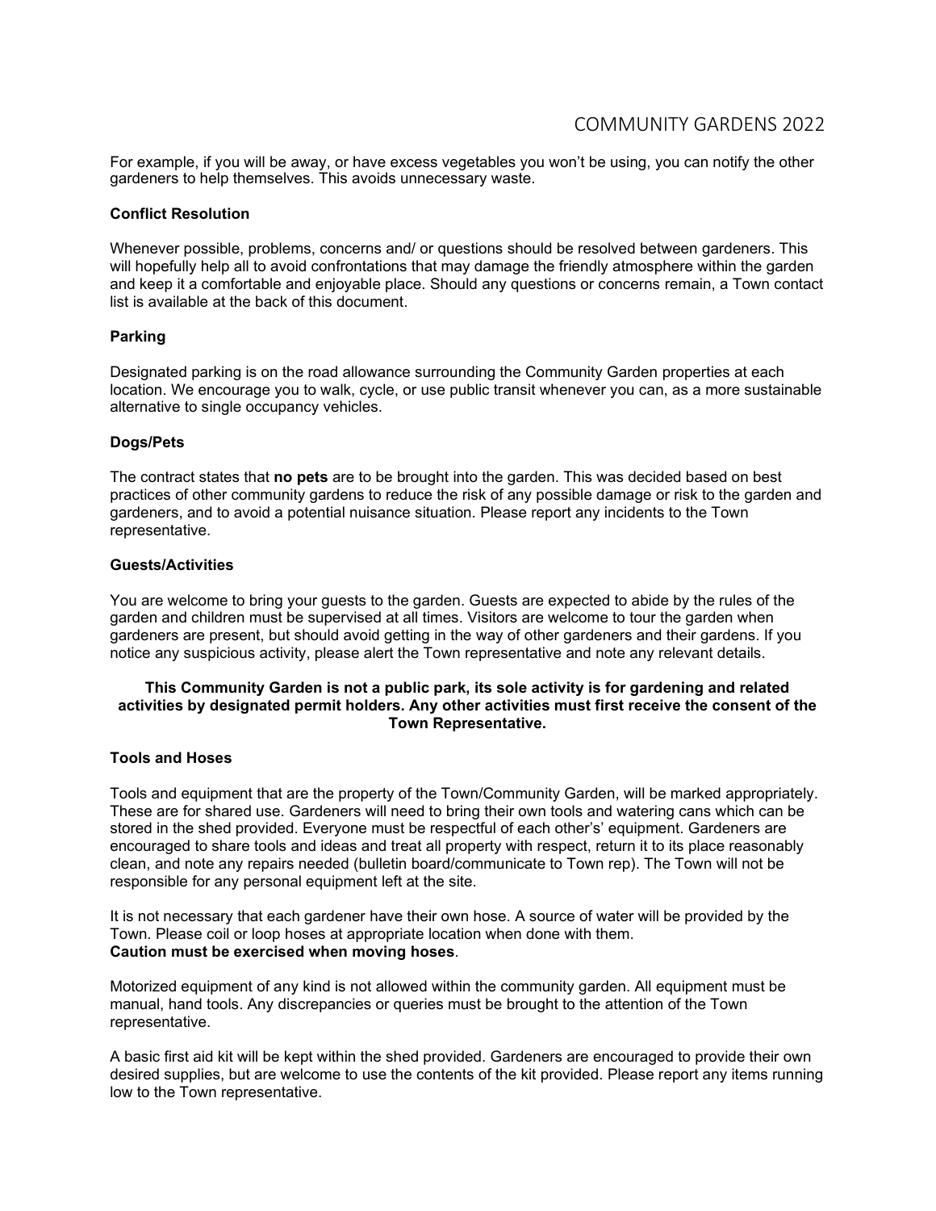For example, if you will be away, or have excess vegetables you won't be using, you can notify the other gardeners to help themselves. This avoids unnecessary waste.

**Conflict Resolution**

Whenever possible, problems, concerns and/ or questions should be resolved between gardeners. This will hopefully help all to avoid confrontations that may damage the friendly atmosphere within the garden and keep it a comfortable and enjoyable place. Should any questions or concerns remain, a Town contact list is available at the back of this document.

**Parking**

Designated parking is on the road allowance surrounding the Community Garden properties at each location. We encourage you to walk, cycle, or use public transit whenever you can, as a more sustainable alternative to single occupancy vehicles.

**Dogs/Pets**

The contract states that **no pets** are to be brought into the garden. This was decided based on best practices of other community gardens to reduce the risk of any possible damage or risk to the garden and gardeners, and to avoid a potential nuisance situation. Please report any incidents to the Town representative.

**Guests/Activities**

You are welcome to bring your guests to the garden. Guests are expected to abide by the rules of the garden and children must be supervised at all times. Visitors are welcome to tour the garden when gardeners are present, but should avoid getting in the way of other gardeners and their gardens. If you notice any suspicious activity, please alert the Town representative and note any relevant details.

**This Community Garden is not a public park, its sole activity is for gardening and related activities by designated permit holders. Any other activities must first receive the consent of the Town Representative.**

**Tools and Hoses**

Tools and equipment that are the property of the Town/Community Garden, will be marked appropriately. These are for shared use. Gardeners will need to bring their own tools and watering cans which can be stored in the shed provided. Everyone must be respectful of each other's' equipment. Gardeners are encouraged to share tools and ideas and treat all property with respect, return it to its place reasonably clean, and note any repairs needed (bulletin board/communicate to Town rep). The Town will not be responsible for any personal equipment left at the site.

It is not necessary that each gardener have their own hose. A source of water will be provided by the Town. Please coil or loop hoses at appropriate location when done with them.
**Caution must be exercised when moving hoses**.

Motorized equipment of any kind is not allowed within the community garden. All equipment must be manual, hand tools. Any discrepancies or queries must be brought to the attention of the Town representative.

A basic first aid kit will be kept within the shed provided. Gardeners are encouraged to provide their own desired supplies, but are welcome to use the contents of the kit provided. Please report any items running low to the Town representative.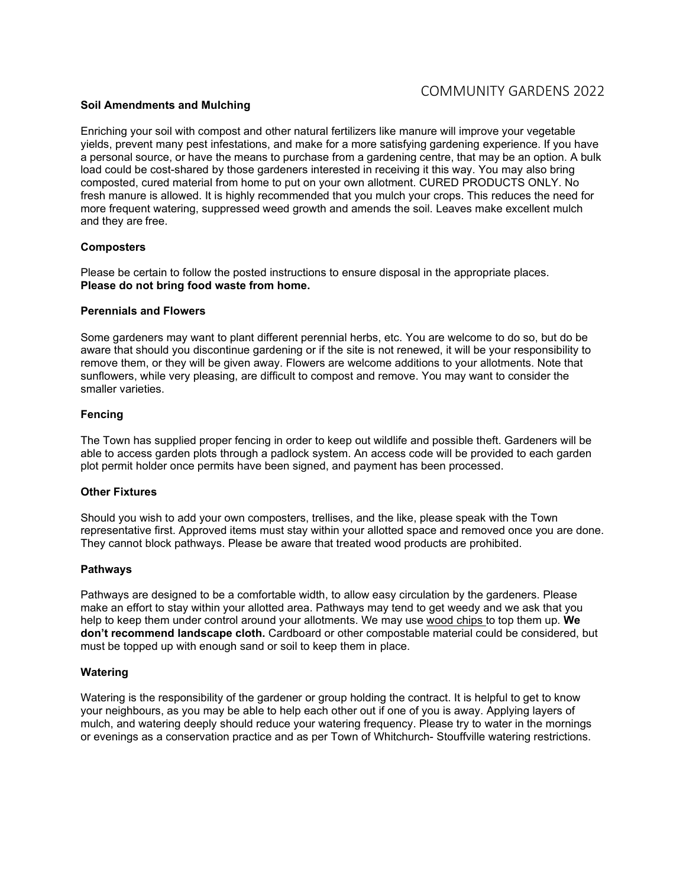### Soil Amendments and Mulching

Enriching your soil with compost and other natural fertilizers like manure will improve your vegetable yields, prevent many pest infestations, and make for a more satisfying gardening experience. If you have a personal source, or have the means to purchase from a gardening centre, that may be an option. A bulk load could be cost-shared by those gardeners interested in receiving it this way. You may also bring composted, cured material from home to put on your own allotment. CURED PRODUCTS ONLY. No fresh manure is allowed. It is highly recommended that you mulch your crops. This reduces the need for more frequent watering, suppressed weed growth and amends the soil. Leaves make excellent mulch and they are free.

### Composters

Please be certain to follow the posted instructions to ensure disposal in the appropriate places.
**Please do not bring food waste from home.**

### Perennials and Flowers

Some gardeners may want to plant different perennial herbs, etc. You are welcome to do so, but do be aware that should you discontinue gardening or if the site is not renewed, it will be your responsibility to remove them, or they will be given away. Flowers are welcome additions to your allotments. Note that sunflowers, while very pleasing, are difficult to compost and remove. You may want to consider the smaller varieties.

### Fencing

The Town has supplied proper fencing in order to keep out wildlife and possible theft. Gardeners will be able to access garden plots through a padlock system. An access code will be provided to each garden plot permit holder once permits have been signed, and payment has been processed.

### Other Fixtures

Should you wish to add your own composters, trellises, and the like, please speak with the Town representative first. Approved items must stay within your allotted space and removed once you are done. They cannot block pathways. Please be aware that treated wood products are prohibited.

### Pathways

Pathways are designed to be a comfortable width, to allow easy circulation by the gardeners. Please make an effort to stay within your allotted area. Pathways may tend to get weedy and we ask that you help to keep them under control around your allotments. We may use wood chips to top them up. **We don't recommend landscape cloth.** Cardboard or other compostable material could be considered, but must be topped up with enough sand or soil to keep them in place.

### Watering

Watering is the responsibility of the gardener or group holding the contract. It is helpful to get to know your neighbours, as you may be able to help each other out if one of you is away. Applying layers of mulch, and watering deeply should reduce your watering frequency. Please try to water in the mornings or evenings as a conservation practice and as per Town of Whitchurch- Stouffville watering restrictions.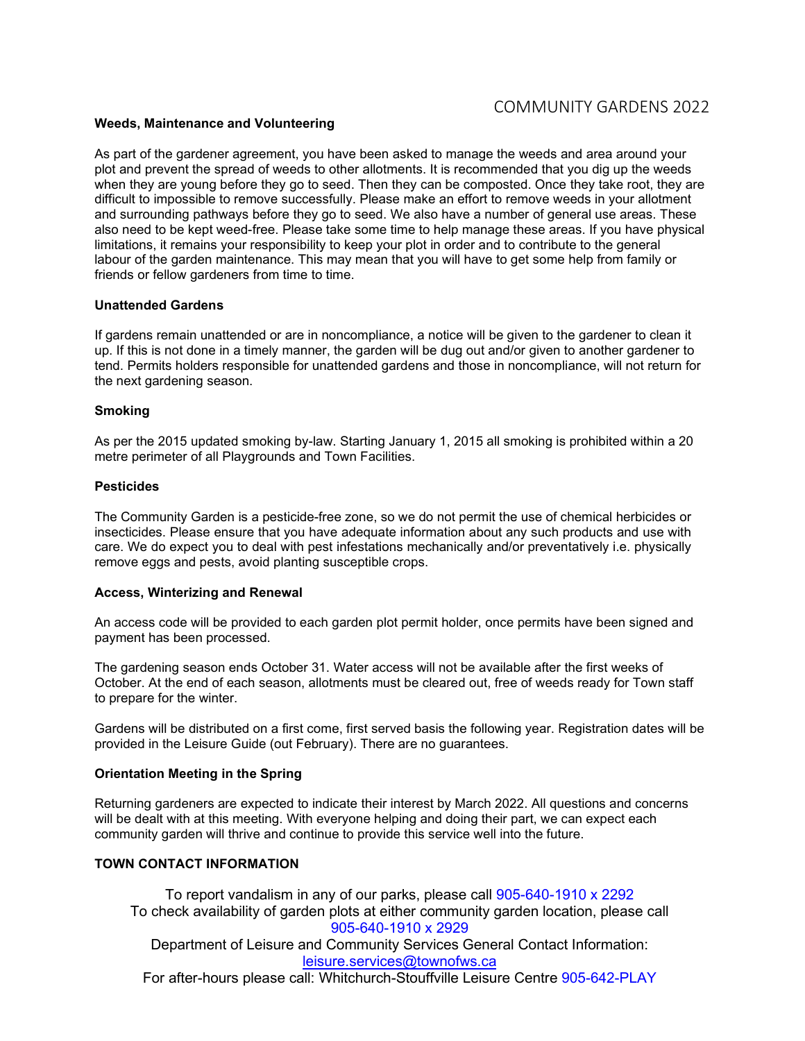COMMUNITY GARDENS 2022

**Weeds, Maintenance and Volunteering**

As part of the gardener agreement, you have been asked to manage the weeds and area around your plot and prevent the spread of weeds to other allotments. It is recommended that you dig up the weeds when they are young before they go to seed. Then they can be composted. Once they take root, they are difficult to impossible to remove successfully. Please make an effort to remove weeds in your allotment and surrounding pathways before they go to seed. We also have a number of general use areas. These also need to be kept weed-free. Please take some time to help manage these areas. If you have physical limitations, it remains your responsibility to keep your plot in order and to contribute to the general labour of the garden maintenance. This may mean that you will have to get some help from family or friends or fellow gardeners from time to time.

**Unattended Gardens**

If gardens remain unattended or are in noncompliance, a notice will be given to the gardener to clean it up. If this is not done in a timely manner, the garden will be dug out and/or given to another gardener to tend. Permits holders responsible for unattended gardens and those in noncompliance, will not return for the next gardening season.

**Smoking**

As per the 2015 updated smoking by-law. Starting January 1, 2015 all smoking is prohibited within a 20 metre perimeter of all Playgrounds and Town Facilities.

**Pesticides**

The Community Garden is a pesticide-free zone, so we do not permit the use of chemical herbicides or insecticides. Please ensure that you have adequate information about any such products and use with care. We do expect you to deal with pest infestations mechanically and/or preventatively i.e. physically remove eggs and pests, avoid planting susceptible crops.

**Access, Winterizing and Renewal**

An access code will be provided to each garden plot permit holder, once permits have been signed and payment has been processed.

The gardening season ends October 31. Water access will not be available after the first weeks of October. At the end of each season, allotments must be cleared out, free of weeds ready for Town staff to prepare for the winter.

Gardens will be distributed on a first come, first served basis the following year. Registration dates will be provided in the Leisure Guide (out February). There are no guarantees.

**Orientation Meeting in the Spring**

Returning gardeners are expected to indicate their interest by March 2022. All questions and concerns will be dealt with at this meeting. With everyone helping and doing their part, we can expect each community garden will thrive and continue to provide this service well into the future.

**TOWN CONTACT INFORMATION**

To report vandalism in any of our parks, please call 905-640-1910 x 2292
To check availability of garden plots at either community garden location, please call 905-640-1910 x 2929
Department of Leisure and Community Services General Contact Information: leisure.services@townofws.ca
For after-hours please call: Whitchurch-Stouffville Leisure Centre 905-642-PLAY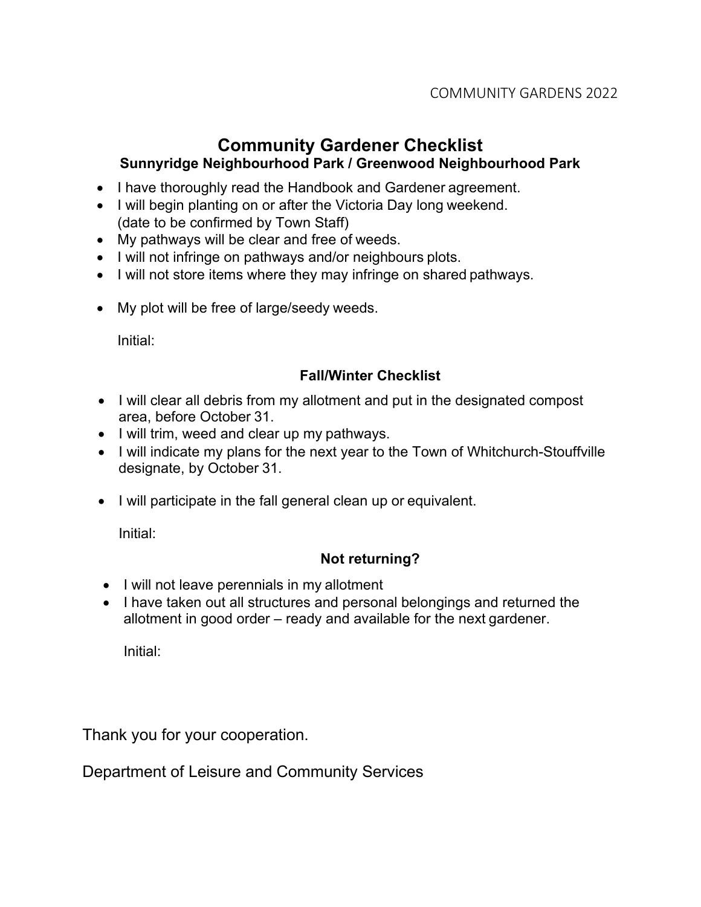# Community Gardener Checklist

## Sunnyridge Neighbourhood Park / Greenwood Neighbourhood Park

- I have thoroughly read the Handbook and Gardener agreement.
- I will begin planting on or after the Victoria Day long weekend. (date to be confirmed by Town Staff)
- My pathways will be clear and free of weeds.
- I will not infringe on pathways and/or neighbours plots.
- I will not store items where they may infringe on shared pathways.
- My plot will be free of large/seedy weeds.

Initial:

### Fall/Winter Checklist

- I will clear all debris from my allotment and put in the designated compost area, before October 31.
- I will trim, weed and clear up my pathways.
- I will indicate my plans for the next year to the Town of Whitchurch-Stouffville designate, by October 31.
- I will participate in the fall general clean up or equivalent.

Initial:

### Not returning?

- I will not leave perennials in my allotment
- I have taken out all structures and personal belongings and returned the allotment in good order – ready and available for the next gardener.

Initial:

Thank you for your cooperation.

Department of Leisure and Community Services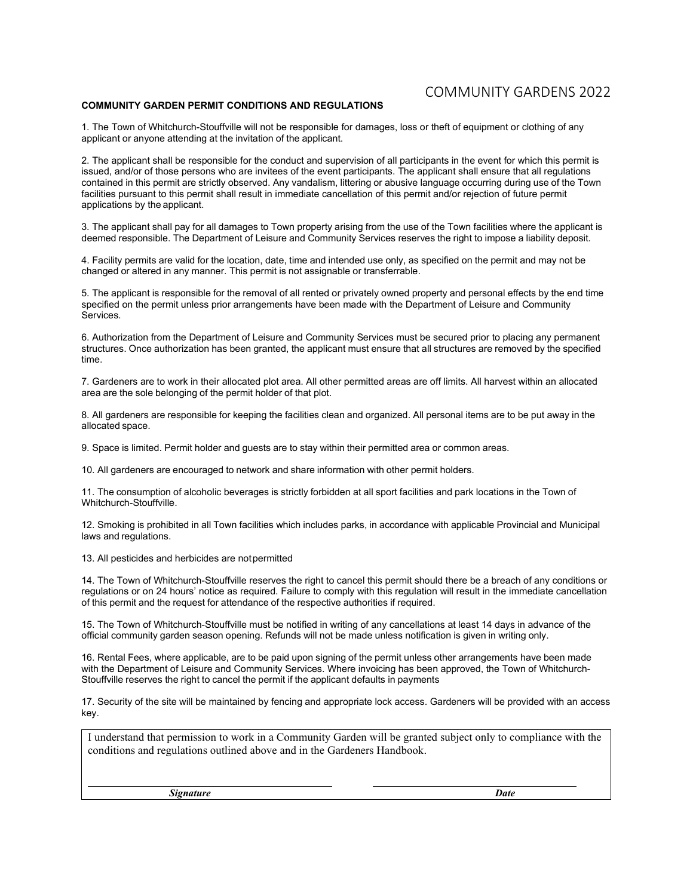# COMMUNITY GARDENS 2022

**COMMUNITY GARDEN PERMIT CONDITIONS AND REGULATIONS**

1. The Town of Whitchurch-Stouffville will not be responsible for damages, loss or theft of equipment or clothing of any applicant or anyone attending at the invitation of the applicant.

2. The applicant shall be responsible for the conduct and supervision of all participants in the event for which this permit is issued, and/or of those persons who are invitees of the event participants. The applicant shall ensure that all regulations contained in this permit are strictly observed. Any vandalism, littering or abusive language occurring during use of the Town facilities pursuant to this permit shall result in immediate cancellation of this permit and/or rejection of future permit applications by the applicant.

3. The applicant shall pay for all damages to Town property arising from the use of the Town facilities where the applicant is deemed responsible. The Department of Leisure and Community Services reserves the right to impose a liability deposit.

4. Facility permits are valid for the location, date, time and intended use only, as specified on the permit and may not be changed or altered in any manner. This permit is not assignable or transferrable.

5. The applicant is responsible for the removal of all rented or privately owned property and personal effects by the end time specified on the permit unless prior arrangements have been made with the Department of Leisure and Community Services.

6. Authorization from the Department of Leisure and Community Services must be secured prior to placing any permanent structures. Once authorization has been granted, the applicant must ensure that all structures are removed by the specified time.

7. Gardeners are to work in their allocated plot area. All other permitted areas are off limits. All harvest within an allocated area are the sole belonging of the permit holder of that plot.

8. All gardeners are responsible for keeping the facilities clean and organized. All personal items are to be put away in the allocated space.

9. Space is limited. Permit holder and guests are to stay within their permitted area or common areas.

10. All gardeners are encouraged to network and share information with other permit holders.

11. The consumption of alcoholic beverages is strictly forbidden at all sport facilities and park locations in the Town of Whitchurch-Stouffville.

12. Smoking is prohibited in all Town facilities which includes parks, in accordance with applicable Provincial and Municipal laws and regulations.

13. All pesticides and herbicides are not permitted

14. The Town of Whitchurch-Stouffville reserves the right to cancel this permit should there be a breach of any conditions or regulations or on 24 hours' notice as required. Failure to comply with this regulation will result in the immediate cancellation of this permit and the request for attendance of the respective authorities if required.

15. The Town of Whitchurch-Stouffville must be notified in writing of any cancellations at least 14 days in advance of the official community garden season opening. Refunds will not be made unless notification is given in writing only.

16. Rental Fees, where applicable, are to be paid upon signing of the permit unless other arrangements have been made with the Department of Leisure and Community Services. Where invoicing has been approved, the Town of Whitchurch-Stouffville reserves the right to cancel the permit if the applicant defaults in payments

17. Security of the site will be maintained by fencing and appropriate lock access. Gardeners will be provided with an access key.

I understand that permission to work in a Community Garden will be granted subject only to compliance with the conditions and regulations outlined above and in the Gardeners Handbook.

______________________________ ______________________________

***Signature*** ***Date***